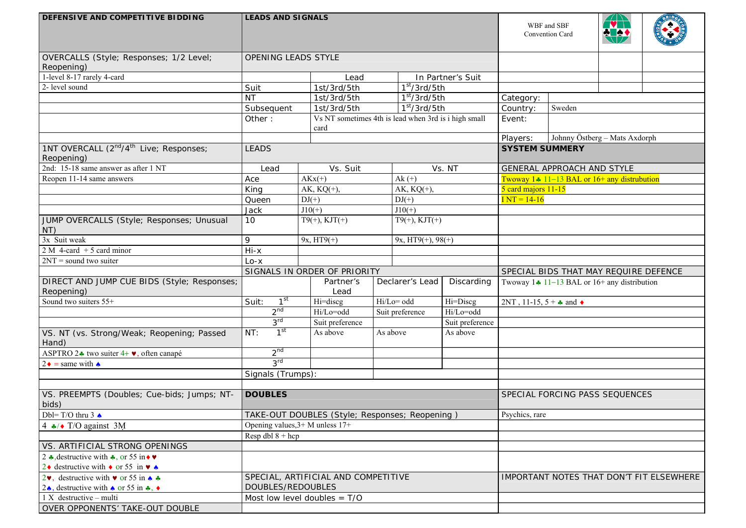## DEFENSIVE AND COMPETITIVE BIDDING

### OVERCALLS (Style; Responses; 1/2 Level; Reopening)

1-level 8-17 rarely 4-card
2- level sound

### 1NT OVERCALL (2nd/4th Live; Responses; Reopening)

2nd: 15-18 same answer as after 1 NT
Reopen 11-14 same answers

### JUMP OVERCALLS (Style; Responses; Unusual NT)

3x Suit weak
2 M 4-card + 5 card minor
2NT = sound two suiter

### DIRECT AND JUMP CUE BIDS (Style; Responses; Reopening)

Sound two suiters 55+

### VS. NT (vs. Strong/Weak; Reopening; Passed Hand)

ASPTRO 2♣ two suiter 4+ ♥, often canapé
2♦ = same with ♠

### VS. PREEMPTS (Doubles; Cue-bids; Jumps; NT-bids)

Dbl= T/O thru 3 ♠
4 ♣/♦ T/O against 3M

### VS. ARTIFICIAL STRONG OPENINGS

2 ♣,destructive with ♣, or 55 in♦ ♥
2♦ destructive with ♦ or 55 in ♥ ♠
2♥, destructive with ♥ or 55 in ♠ ♣
2♠, destructive with ♠ or 55 in ♣, ♦
1 X destructive – multi

### OVER OPPONENTS' TAKE-OUT DOUBLE

## LEADS AND SIGNALS

### OPENING LEADS STYLE

| | Lead | In Partner's Suit |
|---|---|---|
| Suit | 1st/3rd/5th | 1st/3rd/5th |
| NT | 1st/3rd/5th | 1st/3rd/5th |
| Subsequent | 1st/3rd/5th | 1st/3rd/5th |
| Other : | Vs NT sometimes 4th is lead when 3rd is i high small card | |

### LEADS

| Lead | Vs. Suit | Vs. NT |
|---|---|---|
| Ace | AKx(+) | Ak (+) |
| King | AK, KQ(+), | AK, KQ(+), |
| Queen | DJ(+) | DJ(+) |
| Jack | J10(+) | J10(+) |
| 10 | T9(+), KJT(+) | T9(+), KJT(+) |
| 9 | 9x, HT9(+) | 9x, HT9(+), 98(+) |
| Hi-x | | |
| Lo-x | | |

### SIGNALS IN ORDER OF PRIORITY

| | | Partner's Lead | Declarer's Lead | Discarding |
|---|---|---|---|---|
| Suit: | 1st | Hi=discg | Hi/Lo= odd | Hi=Discg |
| | 2nd | Hi/Lo=odd | Suit preference | Hi/Lo=odd |
| | 3rd | Suit preference | | Suit preference |
| NT: | 1st | As above | As above | As above |
| | 2nd | | | |
| | 3rd | | | |
| Signals (Trumps): | | | | |

### DOUBLES

#### TAKE-OUT DOUBLES (Style; Responses; Reopening )

Opening values,3+ M unless 17+
Resp dbl 8 + hcp

#### SPECIAL, ARTIFICIAL AND COMPETITIVE DOUBLES/REDOUBLES

Most low level doubles = T/O

---

WBF and SBF Convention Card

| | |
|---|---|
| Category: | |
| Country: | Sweden |
| Event: | |
| Players: | Johnny Östberg – Mats Axdorph |

## SYSTEM SUMMERY

### GENERAL APPROACH AND STYLE

Twoway 1♣ 11–13 BAL or 16+ any distrubution
5 card majors 11-15
I NT = 14-16

### SPECIAL BIDS THAT MAY REQUIRE DEFENCE

Twoway 1♣ 11–13 BAL or 16+ any distribution
2NT , 11-15, 5 + ♣ and ♦

### SPECIAL FORCING PASS SEQUENCES

Psychics, rare

### IMPORTANT NOTES THAT DON'T FIT ELSEWHERE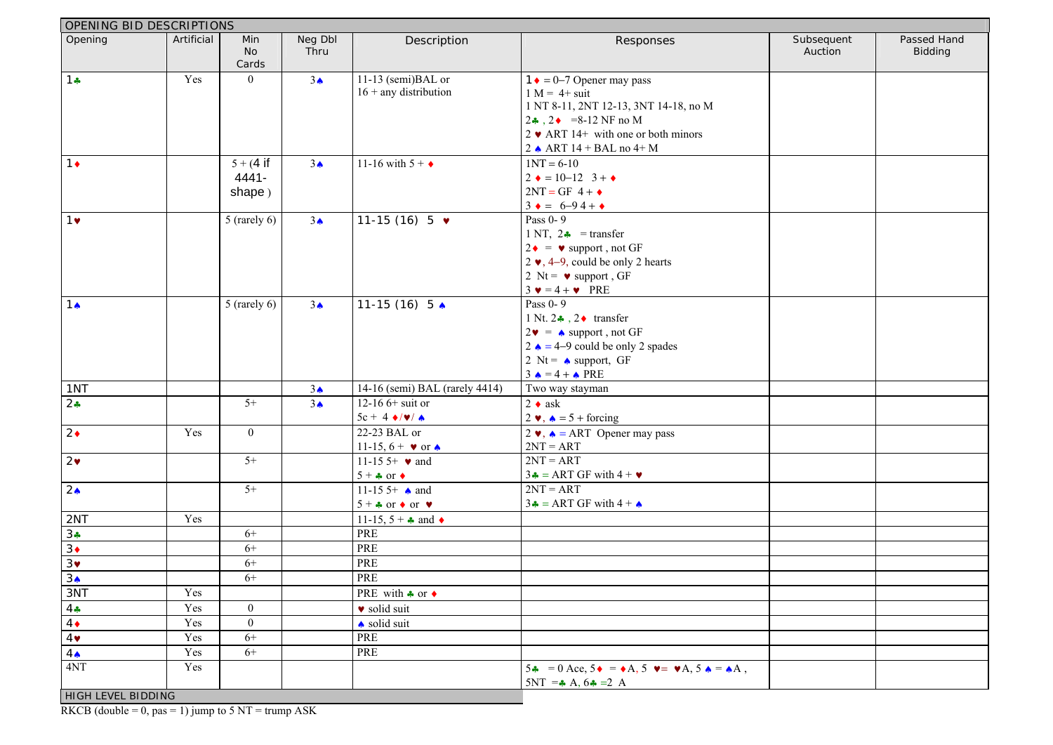## OPENING BID DESCRIPTIONS

| Opening | Artificial | Min No Cards | Neg Dbl Thru | Description | Responses | Subsequent Auction | Passed Hand Bidding |
|---|---|---|---|---|---|---|---|
| 1♣ | Yes | 0 | 3♠ | 11-13 (semi)BAL or 16 + any distribution | 1♦ = 0–7 Opener may pass<br>1 M = 4+ suit<br>1 NT 8-11, 2NT 12-13, 3NT 14-18, no M<br>2♣, 2♦ =8-12 NF no M<br>2♥ ART 14+ with one or both minors<br>2♠ ART 14 + BAL no 4+ M | | |
| 1♦ | | 5 + (4 if 4441-shape ) | 3♠ | 11-16 with 5 + ♦ | 1NT = 6-10<br>2♦ = 10–12 3 + ♦<br>2NT = GF 4 + ♦<br>3♦ = 6–9 4 + ♦ | | |
| 1♥ | | 5 (rarely 6) | 3♠ | 11-15 (16) 5 ♥ | Pass 0- 9<br>1 NT, 2♣ = transfer<br>2♦ = ♥ support , not GF<br>2♥, 4–9, could be only 2 hearts<br>2 Nt = ♥ support , GF<br>3♥ = 4 + ♥ PRE | | |
| 1♠ | | 5 (rarely 6) | 3♠ | 11-15 (16) 5 ♠ | Pass 0- 9<br>1 Nt. 2♣ , 2♦ transfer<br>2♥ = ♠ support , not GF<br>2♠ = 4–9 could be only 2 spades<br>2 Nt = ♠ support, GF<br>3♠ = 4 + ♠ PRE | | |
| 1NT | | | 3♠ | 14-16 (semi) BAL (rarely 4414) | Two way stayman | | |
| 2♣ | | 5+ | 3♠ | 12-16 6+ suit or 5c + 4 ♦/♥/♠ | 2♦ ask<br>2♥, ♠ = 5 + forcing | | |
| 2♦ | Yes | 0 | | 22-23 BAL or 11-15, 6 + ♥ or ♠ | 2♥, ♠ = ART Opener may pass<br>2NT = ART | | |
| 2♥ | | 5+ | | 11-15 5+ ♥ and 5 + ♣ or ♦ | 2NT = ART<br>3♣ = ART GF with 4 + ♥ | | |
| 2♠ | | 5+ | | 11-15 5+ ♠ and 5 + ♣ or ♦ or ♥ | 2NT = ART<br>3♣ = ART GF with 4 + ♠ | | |
| 2NT | Yes | | | 11-15, 5 + ♣ and ♦ | | | |
| 3♣ | | 6+ | | PRE | | | |
| 3♦ | | 6+ | | PRE | | | |
| 3♥ | | 6+ | | PRE | | | |
| 3♠ | | 6+ | | PRE | | | |
| 3NT | Yes | | | PRE with ♣ or ♦ | | | |
| 4♣ | Yes | 0 | | ♥ solid suit | | | |
| 4♦ | Yes | 0 | | ♠ solid suit | | | |
| 4♥ | Yes | 6+ | | PRE | | | |
| 4♠ | Yes | 6+ | | PRE | | | |
| 4NT | Yes | | | | 5♣ = 0 Ace, 5♦ = ♦A, 5 ♥= ♥A, 5 ♠ = ♠A ,<br>5NT =♣ A, 6♣ =2 A | | |

## HIGH LEVEL BIDDING

RKCB (double = 0, pas = 1) jump to 5 NT = trump ASK